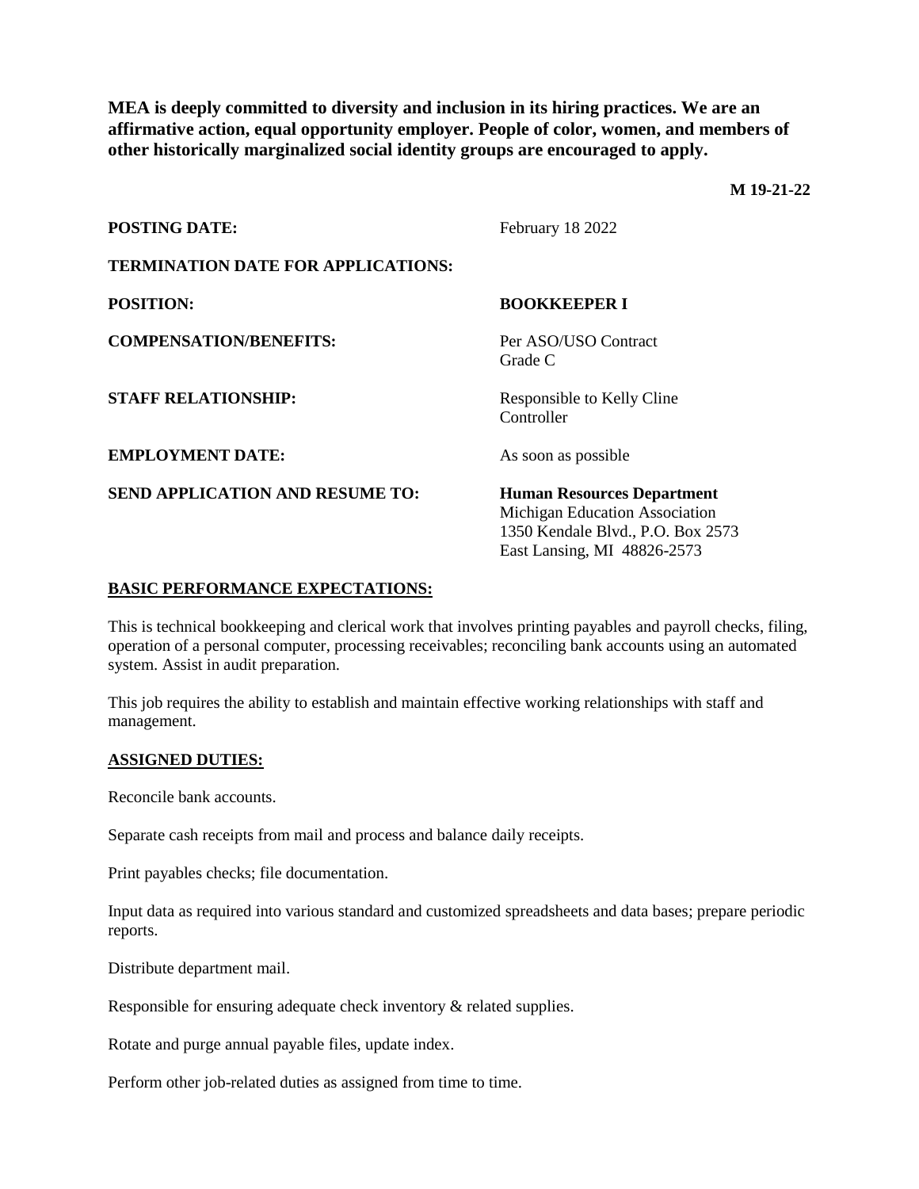**MEA is deeply committed to diversity and inclusion in its hiring practices. We are an affirmative action, equal opportunity employer. People of color, women, and members of other historically marginalized social identity groups are encouraged to apply.**

**M 19-21-22**

| | |
|---|---|
| **POSTING DATE:** | February 18 2022 |
| **TERMINATION DATE FOR APPLICATIONS:** | |
| **POSITION:** | **BOOKKEEPER I** |
| **COMPENSATION/BENEFITS:** | Per ASO/USO Contract<br>Grade C |
| **STAFF RELATIONSHIP:** | Responsible to Kelly Cline<br>Controller |
| **EMPLOYMENT DATE:** | As soon as possible |
| **SEND APPLICATION AND RESUME TO:** | **Human Resources Department**<br>Michigan Education Association<br>1350 Kendale Blvd., P.O. Box 2573<br>East Lansing, MI 48826-2573 |

## BASIC PERFORMANCE EXPECTATIONS:

This is technical bookkeeping and clerical work that involves printing payables and payroll checks, filing, operation of a personal computer, processing receivables; reconciling bank accounts using an automated system. Assist in audit preparation.

This job requires the ability to establish and maintain effective working relationships with staff and management.

## ASSIGNED DUTIES:

Reconcile bank accounts.

Separate cash receipts from mail and process and balance daily receipts.

Print payables checks; file documentation.

Input data as required into various standard and customized spreadsheets and data bases; prepare periodic reports.

Distribute department mail.

Responsible for ensuring adequate check inventory & related supplies.

Rotate and purge annual payable files, update index.

Perform other job-related duties as assigned from time to time.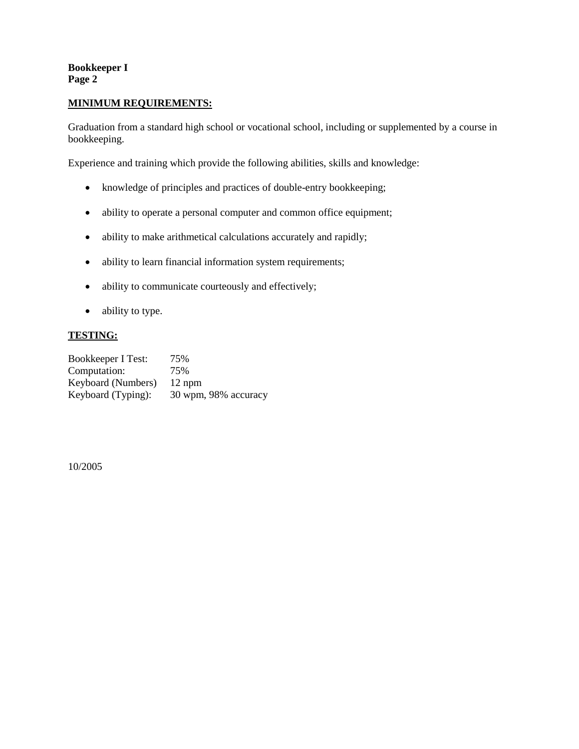## MINIMUM REQUIREMENTS:

Graduation from a standard high school or vocational school, including or supplemented by a course in bookkeeping.

Experience and training which provide the following abilities, skills and knowledge:

- knowledge of principles and practices of double-entry bookkeeping;
- ability to operate a personal computer and common office equipment;
- ability to make arithmetical calculations accurately and rapidly;
- ability to learn financial information system requirements;
- ability to communicate courteously and effectively;
- ability to type.

## TESTING:

| | |
|---|---|
| Bookkeeper I Test: | 75% |
| Computation: | 75% |
| Keyboard (Numbers) | 12 npm |
| Keyboard (Typing): | 30 wpm, 98% accuracy |

10/2005